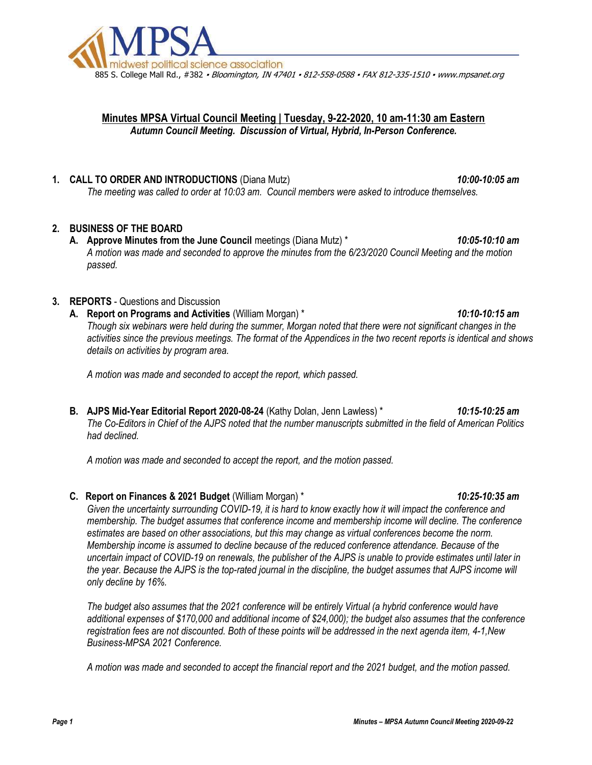MPSA midwest political science association

885 S. College Mall Rd., #382 • *Bloomington, IN 47401 • 812-558-0588 • FAX 812-335-1510 • www.mpsanet.org*

## Minutes MPSA Virtual Council Meeting | Tuesday, 9-22-2020, 10 am-11:30 am Eastern

***Autumn Council Meeting. Discussion of Virtual, Hybrid, In-Person Conference.***

1. **CALL TO ORDER AND INTRODUCTIONS** (Diana Mutz) ***10:00-10:05 am***

   *The meeting was called to order at 10:03 am. Council members were asked to introduce themselves.*

2. **BUSINESS OF THE BOARD**

   A. **Approve Minutes from the June Council** meetings (Diana Mutz) * ***10:05-10:10 am***

   *A motion was made and seconded to approve the minutes from the 6/23/2020 Council Meeting and the motion passed.*

3. **REPORTS** - Questions and Discussion

   A. **Report on Programs and Activities** (William Morgan) * ***10:10-10:15 am***

   *Though six webinars were held during the summer, Morgan noted that there were not significant changes in the activities since the previous meetings. The format of the Appendices in the two recent reports is identical and shows details on activities by program area.*

   *A motion was made and seconded to accept the report, which passed.*

   B. **AJPS Mid-Year Editorial Report 2020-08-24** (Kathy Dolan, Jenn Lawless) * ***10:15-10:25 am***

   *The Co-Editors in Chief of the AJPS noted that the number manuscripts submitted in the field of American Politics had declined.*

   *A motion was made and seconded to accept the report, and the motion passed.*

   C. **Report on Finances & 2021 Budget** (William Morgan) * ***10:25-10:35 am***

   *Given the uncertainty surrounding COVID-19, it is hard to know exactly how it will impact the conference and membership. The budget assumes that conference income and membership income will decline. The conference estimates are based on other associations, but this may change as virtual conferences become the norm. Membership income is assumed to decline because of the reduced conference attendance. Because of the uncertain impact of COVID-19 on renewals, the publisher of the AJPS is unable to provide estimates until later in the year. Because the AJPS is the top-rated journal in the discipline, the budget assumes that AJPS income will only decline by 16%.*

   *The budget also assumes that the 2021 conference will be entirely Virtual (a hybrid conference would have additional expenses of $170,000 and additional income of $24,000); the budget also assumes that the conference registration fees are not discounted. Both of these points will be addressed in the next agenda item, 4-1,New Business-MPSA 2021 Conference.*

   *A motion was made and seconded to accept the financial report and the 2021 budget, and the motion passed.*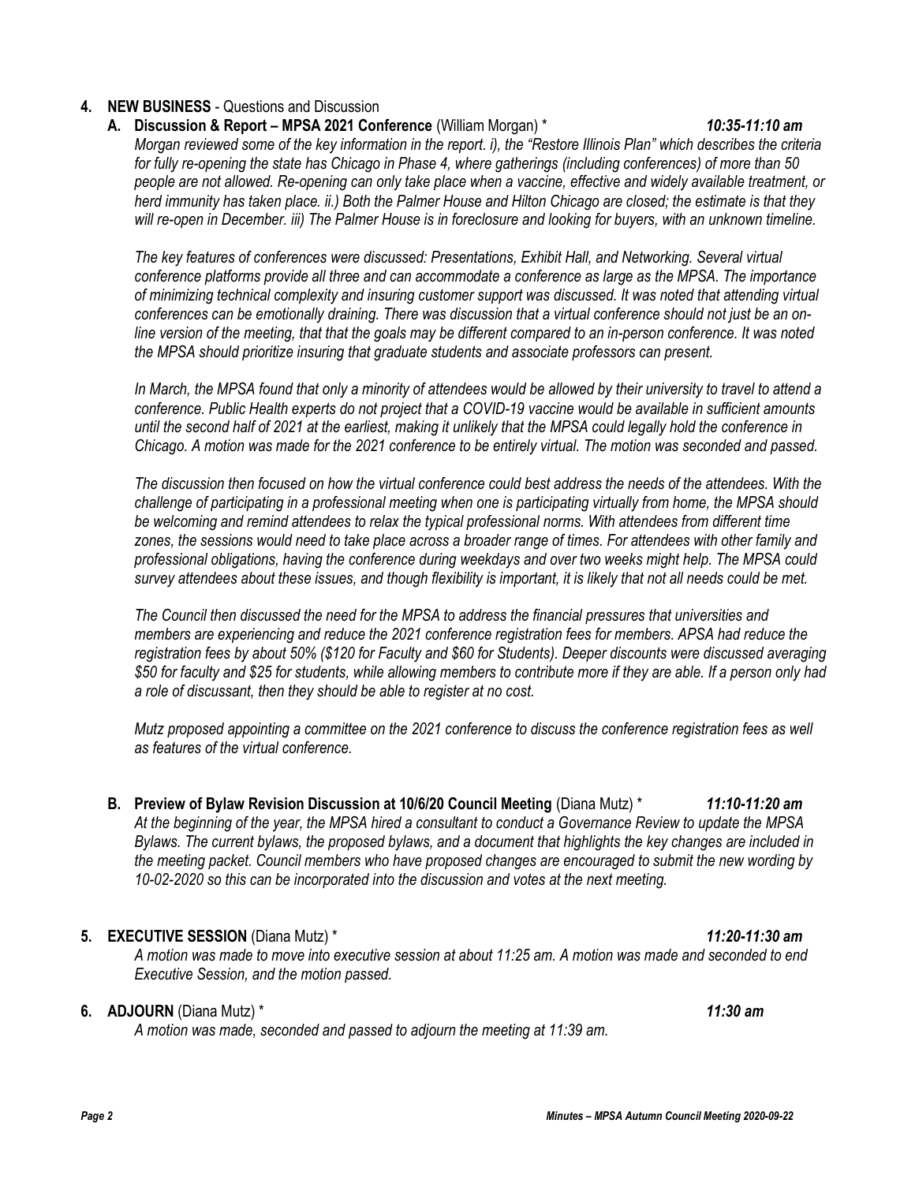4. **NEW BUSINESS** - Questions and Discussion

   **A. Discussion & Report – MPSA 2021 Conference** (William Morgan) * ***10:35-11:10 am***

   *Morgan reviewed some of the key information in the report. i), the "Restore Illinois Plan" which describes the criteria for fully re-opening the state has Chicago in Phase 4, where gatherings (including conferences) of more than 50 people are not allowed. Re-opening can only take place when a vaccine, effective and widely available treatment, or herd immunity has taken place. ii.) Both the Palmer House and Hilton Chicago are closed; the estimate is that they will re-open in December. iii) The Palmer House is in foreclosure and looking for buyers, with an unknown timeline.*

   *The key features of conferences were discussed: Presentations, Exhibit Hall, and Networking. Several virtual conference platforms provide all three and can accommodate a conference as large as the MPSA. The importance of minimizing technical complexity and insuring customer support was discussed. It was noted that attending virtual conferences can be emotionally draining. There was discussion that a virtual conference should not just be an on-line version of the meeting, that that the goals may be different compared to an in-person conference. It was noted the MPSA should prioritize insuring that graduate students and associate professors can present.*

   *In March, the MPSA found that only a minority of attendees would be allowed by their university to travel to attend a conference. Public Health experts do not project that a COVID-19 vaccine would be available in sufficient amounts until the second half of 2021 at the earliest, making it unlikely that the MPSA could legally hold the conference in Chicago. A motion was made for the 2021 conference to be entirely virtual. The motion was seconded and passed.*

   *The discussion then focused on how the virtual conference could best address the needs of the attendees. With the challenge of participating in a professional meeting when one is participating virtually from home, the MPSA should be welcoming and remind attendees to relax the typical professional norms. With attendees from different time zones, the sessions would need to take place across a broader range of times. For attendees with other family and professional obligations, having the conference during weekdays and over two weeks might help. The MPSA could survey attendees about these issues, and though flexibility is important, it is likely that not all needs could be met.*

   *The Council then discussed the need for the MPSA to address the financial pressures that universities and members are experiencing and reduce the 2021 conference registration fees for members. APSA had reduce the registration fees by about 50% ($120 for Faculty and $60 for Students). Deeper discounts were discussed averaging $50 for faculty and $25 for students, while allowing members to contribute more if they are able. If a person only had a role of discussant, then they should be able to register at no cost.*

   *Mutz proposed appointing a committee on the 2021 conference to discuss the conference registration fees as well as features of the virtual conference.*

   **B. Preview of Bylaw Revision Discussion at 10/6/20 Council Meeting** (Diana Mutz) * ***11:10-11:20 am***

   *At the beginning of the year, the MPSA hired a consultant to conduct a Governance Review to update the MPSA Bylaws. The current bylaws, the proposed bylaws, and a document that highlights the key changes are included in the meeting packet. Council members who have proposed changes are encouraged to submit the new wording by 10-02-2020 so this can be incorporated into the discussion and votes at the next meeting.*

5. **EXECUTIVE SESSION** (Diana Mutz) * ***11:20-11:30 am***

   *A motion was made to move into executive session at about 11:25 am. A motion was made and seconded to end Executive Session, and the motion passed.*

6. **ADJOURN** (Diana Mutz) * ***11:30 am***

   *A motion was made, seconded and passed to adjourn the meeting at 11:39 am.*